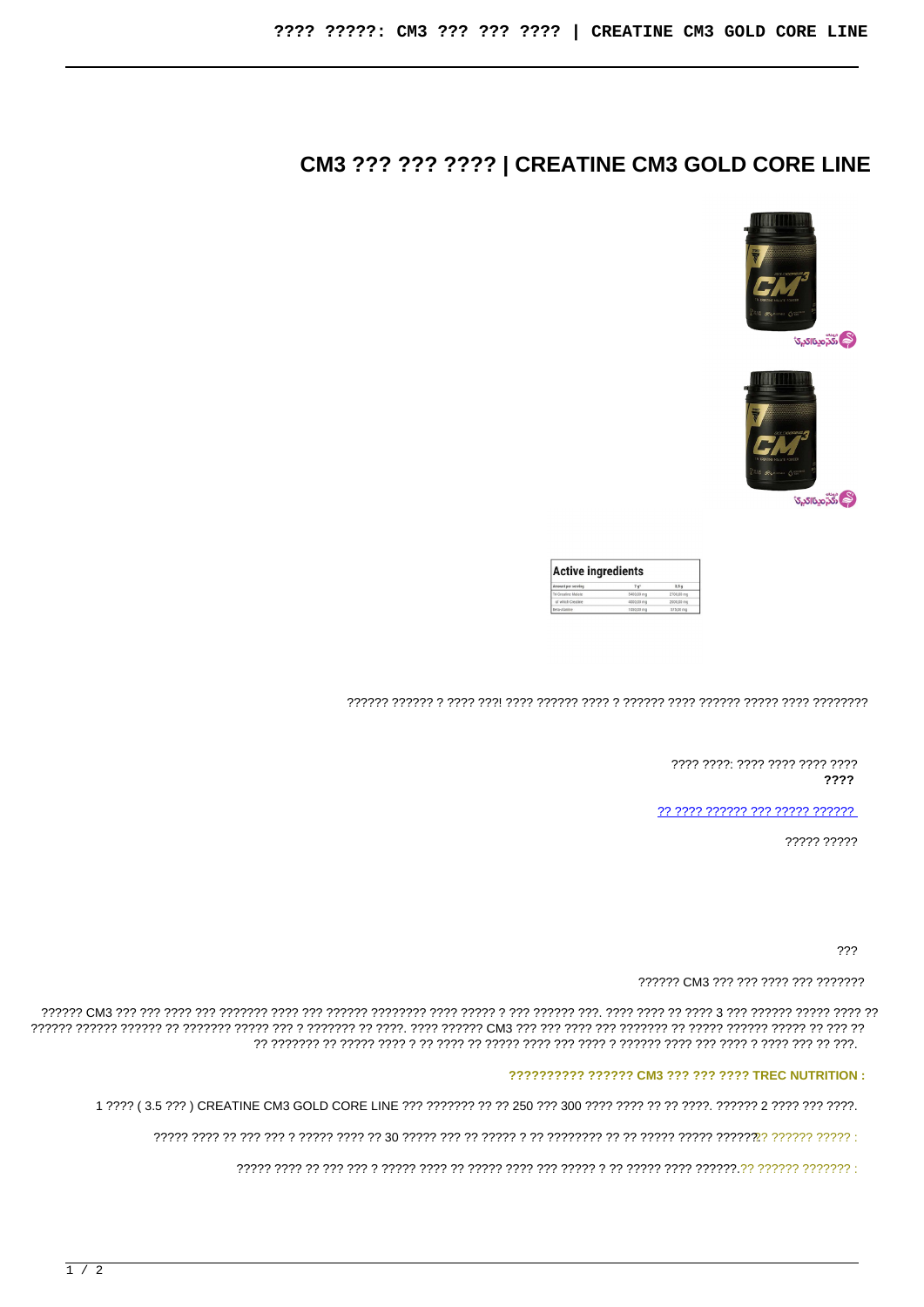# CM3 ??? ??? ???? | CREATINE CM3 GOLD CORE LINE

?????? ?????? ? ???? ???! ???? ?????? ???? ? ?????? ???? ?????? ????? ???? ????????

???? ????: ???? ???? ???? ????
**????**

?? ???? ?????? ??? ????? ??????

????? ?????

???

?????? CM3 ??? ??? ???? ??? ???????

?????? CM3 ??? ??? ???? ??? ??????? ???? ??? ?????? ???????? ???? ????? ? ??? ?????? ???. ???? ???? ?? ???? 3 ??? ?????? ????? ???? ?? ?????? ?????? ?????? ?? ??????? ????? ??? ? ??????? ?? ????. ???? ?????? CM3 ??? ??? ???? ??? ??????? ?? ????? ?????? ????? ?? ??? ?? ?? ??????? ?? ????? ???? ? ?? ???? ?? ????? ???? ??? ???? ? ?????? ???? ??? ???? ? ???? ??? ?? ???.

**?????????? ?????? CM3 ??? ??? ???? TREC NUTRITION :**

1 ???? ( 3.5 ??? ) CREATINE CM3 GOLD CORE LINE ??? ??????? ?? ?? 250 ??? 300 ???? ???? ?? ?? ????. ?????? 2 ???? ??? ????.

????? ???? ?? ??? ??? ? ????? ???? ?? 30 ????? ??? ?? ????? ? ?? ???????? ?? ?? ????? ????? ???????? ?????? ????? :

????? ???? ?? ??? ??? ? ????? ???? ?? ????? ???? ??? ????? ? ?? ????? ???? ??????.?? ?????? ??????? :